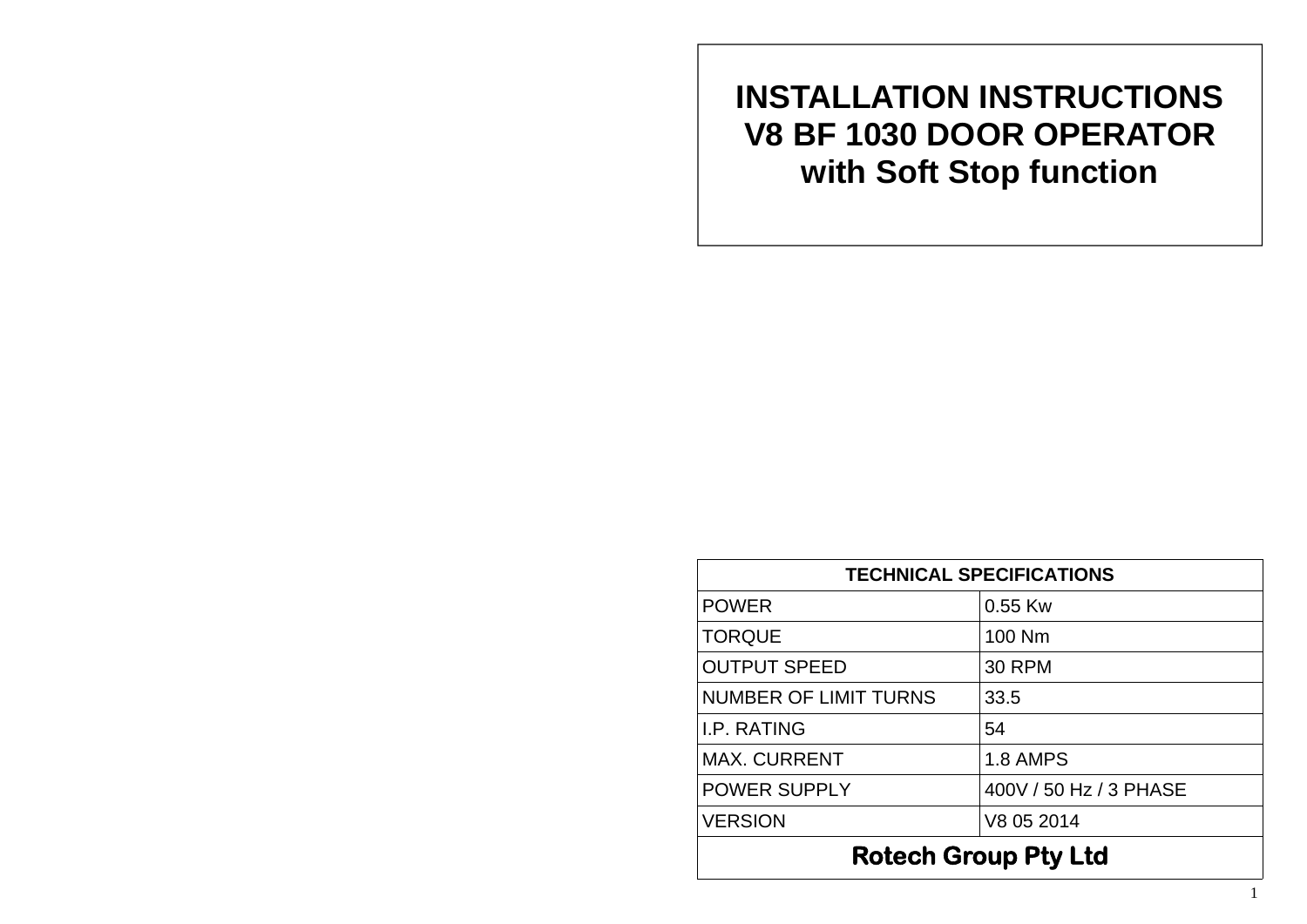# INSTALLATION INSTRUCTIONS
# V8 BF 1030 DOOR OPERATOR
# with Soft Stop function

| TECHNICAL SPECIFICATIONS | |
|---|---|
| POWER | 0.55 Kw |
| TORQUE | 100 Nm |
| OUTPUT SPEED | 30 RPM |
| NUMBER OF LIMIT TURNS | 33.5 |
| I.P. RATING | 54 |
| MAX. CURRENT | 1.8 AMPS |
| POWER SUPPLY | 400V / 50 Hz / 3 PHASE |
| VERSION | V8 05 2014 |
| **Rotech Group Pty Ltd** | |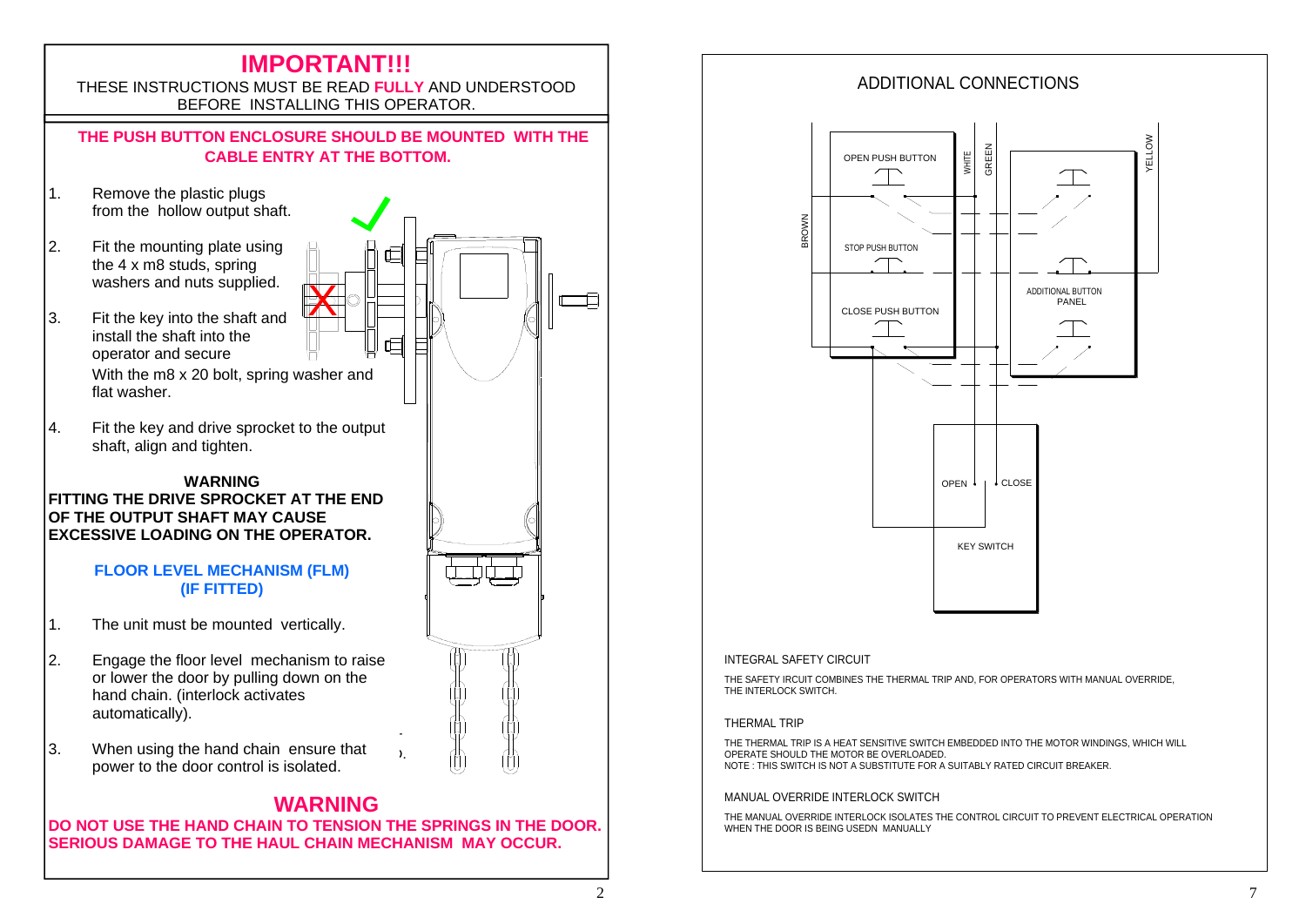# IMPORTANT!!!

THESE INSTRUCTIONS MUST BE READ **FULLY** AND UNDERSTOOD BEFORE INSTALLING THIS OPERATOR.

**THE PUSH BUTTON ENCLOSURE SHOULD BE MOUNTED WITH THE CABLE ENTRY AT THE BOTTOM.**

1. Remove the plastic plugs from the hollow output shaft.
2. Fit the mounting plate using the 4 x m8 studs, spring washers and nuts supplied.
3. Fit the key into the shaft and install the shaft into the operator and secure With the m8 x 20 bolt, spring washer and flat washer.
4. Fit the key and drive sprocket to the output shaft, align and tighten.

**WARNING**
**FITTING THE DRIVE SPROCKET AT THE END OF THE OUTPUT SHAFT MAY CAUSE EXCESSIVE LOADING ON THE OPERATOR.**

## FLOOR LEVEL MECHANISM (FLM) (IF FITTED)

1. The unit must be mounted vertically.
2. Engage the floor level mechanism to raise or lower the door by pulling down on the hand chain. (interlock activates automatically).
3. When using the hand chain ensure that power to the door control is isolated.

## WARNING

**DO NOT USE THE HAND CHAIN TO TENSION THE SPRINGS IN THE DOOR. SERIOUS DAMAGE TO THE HAUL CHAIN MECHANISM MAY OCCUR.**

## ADDITIONAL CONNECTIONS

OPEN PUSH BUTTON
STOP PUSH BUTTON
CLOSE PUSH BUTTON
ADDITIONAL BUTTON PANEL
BROWN
WHITE
GREEN
YELLOW
OPEN
CLOSE
KEY SWITCH

### INTEGRAL SAFETY CIRCUIT

THE SAFETY IRCUIT COMBINES THE THERMAL TRIP AND, FOR OPERATORS WITH MANUAL OVERRIDE, THE INTERLOCK SWITCH.

### THERMAL TRIP

THE THERMAL TRIP IS A HEAT SENSITIVE SWITCH EMBEDDED INTO THE MOTOR WINDINGS, WHICH WILL OPERATE SHOULD THE MOTOR BE OVERLOADED.
NOTE : THIS SWITCH IS NOT A SUBSTITUTE FOR A SUITABLY RATED CIRCUIT BREAKER.

### MANUAL OVERRIDE INTERLOCK SWITCH

THE MANUAL OVERRIDE INTERLOCK ISOLATES THE CONTROL CIRCUIT TO PREVENT ELECTRICAL OPERATION WHEN THE DOOR IS BEING USEDN MANUALLY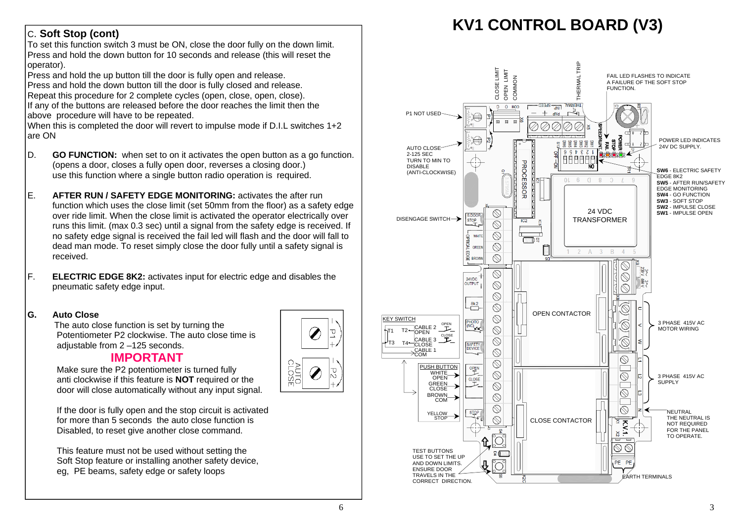## C. Soft Stop (cont)

To set this function switch 3 must be ON, close the door fully on the down limit. Press and hold the down button for 10 seconds and release (this will reset the operator).
Press and hold the up button till the door is fully open and release.
Press and hold the down button till the door is fully closed and release.
Repeat this procedure for 2 complete cycles (open, close, open, close).
If any of the buttons are released before the door reaches the limit then the above procedure will have to be repeated.
When this is completed the door will revert to impulse mode if D.I.L switches 1+2 are ON

D. **GO FUNCTION:** when set to on it activates the open button as a go function. (opens a door, closes a fully open door, reverses a closing door.) use this function where a single button radio operation is required.

E. **AFTER RUN / SAFETY EDGE MONITORING:** activates the after run function which uses the close limit (set 50mm from the floor) as a safety edge over ride limit. When the close limit is activated the operator electrically over runs this limit. (max 0.3 sec) until a signal from the safety edge is received. If no safety edge signal is received the fail led will flash and the door will fall to dead man mode. To reset simply close the door fully until a safety signal is received.

F. **ELECTRIC EDGE 8K2:** activates input for electric edge and disables the pneumatic safety edge input.

**G. Auto Close**

The auto close function is set by turning the Potentiometer P2 clockwise. The auto close time is adjustable from 2 –125 seconds.

**IMPORTANT**

Make sure the P2 potentiometer is turned fully anti clockwise if this feature is **NOT** required or the door will close automatically without any input signal.

If the door is fully open and the stop circuit is activated for more than 5 seconds the auto close function is Disabled, to reset give another close command.

This feature must not be used without setting the Soft Stop feature or installing another safety device, eg, PE beams, safety edge or safety loops

P1 – +
AUTO CLOSE
P2 – +

# KV1 CONTROL BOARD (V3)

CLOSE LIMIT
OPEN LIMIT
COMMON
THERMAL TRIP

FAIL LED FLASHES TO INDICATE A FAILURE OF THE SOFT STOP FUNCTION.

P1 NOT USED

AUTO CLOSE 2-125 SEC TURN TO MIN TO DISABLE (ANTI-CLOCKWISE)

POWER LED INDICATES 24V DC SUPPLY.

- **SW6** - ELECTRIC SAFETY EDGE 8K2
- **SW5** - AFTER RUN/SAFETY EDGE MONITORING
- **SW4** - GO FUNCTION
- **SW3** - SOFT STOP
- **SW2** - IMPULSE CLOSE
- **SW1** - IMPULSE OPEN

PROCESSOR

24 VDC TRANSFORMER

DISENGAGE SWITCH

S.DOOR STOP
OPTICAL EDGE: WHITE, GREEN, BROWN

24VDC OUTPUT

8k2

KEY SWITCH
T1 T2 – CABLE 2 OPEN
T3 T4 – CABLE 3 CLOSE
CABLE 1 COM

PHOTO (NO)
SAFETY DEVICE

PUSH BUTTON
WHITE – OPEN
GREEN – CLOSE
BROWN – COM
YELLOW – STOP

OPEN CONTACTOR

CLOSE CONTACTOR

3 PHASE 415V AC MOTOR WIRING

3 PHASE 415V AC SUPPLY

NEUTRAL
THE NEUTRAL IS NOT REQUIRED FOR THE PANEL TO OPERATE.

TEST BUTTONS
USE TO SET THE UP AND DOWN LIMITS. ENSURE DOOR TRAVELS IN THE CORRECT DIRECTION.

EARTH TERMINALS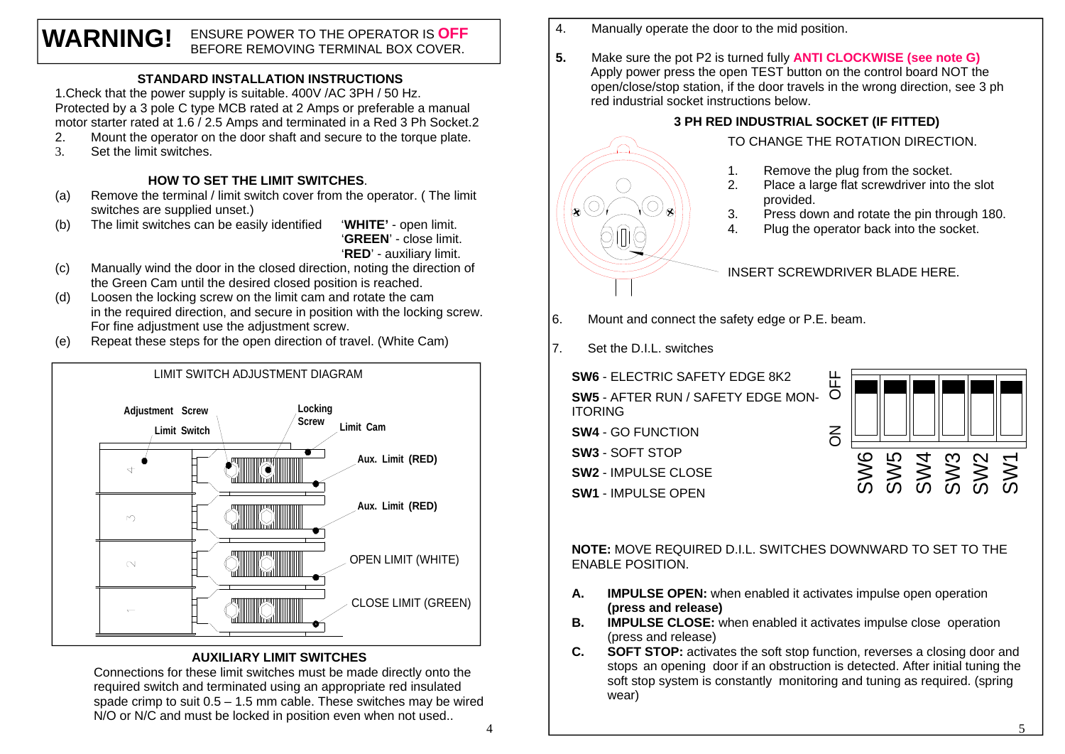**WARNING!** ENSURE POWER TO THE OPERATOR IS **OFF** BEFORE REMOVING TERMINAL BOX COVER.

### STANDARD INSTALLATION INSTRUCTIONS

1. Check that the power supply is suitable. 400V /AC 3PH / 50 Hz. Protected by a 3 pole C type MCB rated at 2 Amps or preferable a manual motor starter rated at 1.6 / 2.5 Amps and terminated in a Red 3 Ph Socket.2
2. Mount the operator on the door shaft and secure to the torque plate.
3. Set the limit switches.

### HOW TO SET THE LIMIT SWITCHES.

(a) Remove the terminal / limit switch cover from the operator. ( The limit switches are supplied unset.)

(b) The limit switches can be easily identified '**WHITE'** - open limit. '**GREEN**' - close limit. '**RED**' - auxiliary limit.

(c) Manually wind the door in the closed direction, noting the direction of the Green Cam until the desired closed position is reached.

(d) Loosen the locking screw on the limit cam and rotate the cam in the required direction, and secure in position with the locking screw. For fine adjustment use the adjustment screw.

(e) Repeat these steps for the open direction of travel. (White Cam)

LIMIT SWITCH ADJUSTMENT DIAGRAM

Adjustment Screw
Limit Switch
Locking Screw
Limit Cam
Aux. Limit (RED)
Aux. Limit (RED)
OPEN LIMIT (WHITE)
CLOSE LIMIT (GREEN)
4
3
2
1

### AUXILIARY LIMIT SWITCHES

Connections for these limit switches must be made directly onto the required switch and terminated using an appropriate red insulated spade crimp to suit 0.5 – 1.5 mm cable. These switches may be wired N/O or N/C and must be locked in position even when not used..

4. Manually operate the door to the mid position.

**5.** Make sure the pot P2 is turned fully **ANTI CLOCKWISE (see note G)** Apply power press the open TEST button on the control board NOT the open/close/stop station, if the door travels in the wrong direction, see 3 ph red industrial socket instructions below.

### 3 PH RED INDUSTRIAL SOCKET (IF FITTED)

TO CHANGE THE ROTATION DIRECTION.

1. Remove the plug from the socket.
2. Place a large flat screwdriver into the slot provided.
3. Press down and rotate the pin through 180.
4. Plug the operator back into the socket.

INSERT SCREWDRIVER BLADE HERE.

6. Mount and connect the safety edge or P.E. beam.

7. Set the D.I.L. switches

**SW6** - ELECTRIC SAFETY EDGE 8K2

**SW5** - AFTER RUN / SAFETY EDGE MONITORING

**SW4** - GO FUNCTION

**SW3** - SOFT STOP

**SW2** - IMPULSE CLOSE

**SW1** - IMPULSE OPEN

OFF
ON
SW6 SW5 SW4 SW3 SW2 SW1

**NOTE:** MOVE REQUIRED D.I.L. SWITCHES DOWNWARD TO SET TO THE ENABLE POSITION.

**A.** **IMPULSE OPEN:** when enabled it activates impulse open operation **(press and release)**

**B.** **IMPULSE CLOSE:** when enabled it activates impulse close operation (press and release)

**C.** **SOFT STOP:** activates the soft stop function, reverses a closing door and stops an opening door if an obstruction is detected. After initial tuning the soft stop system is constantly monitoring and tuning as required. (spring wear)